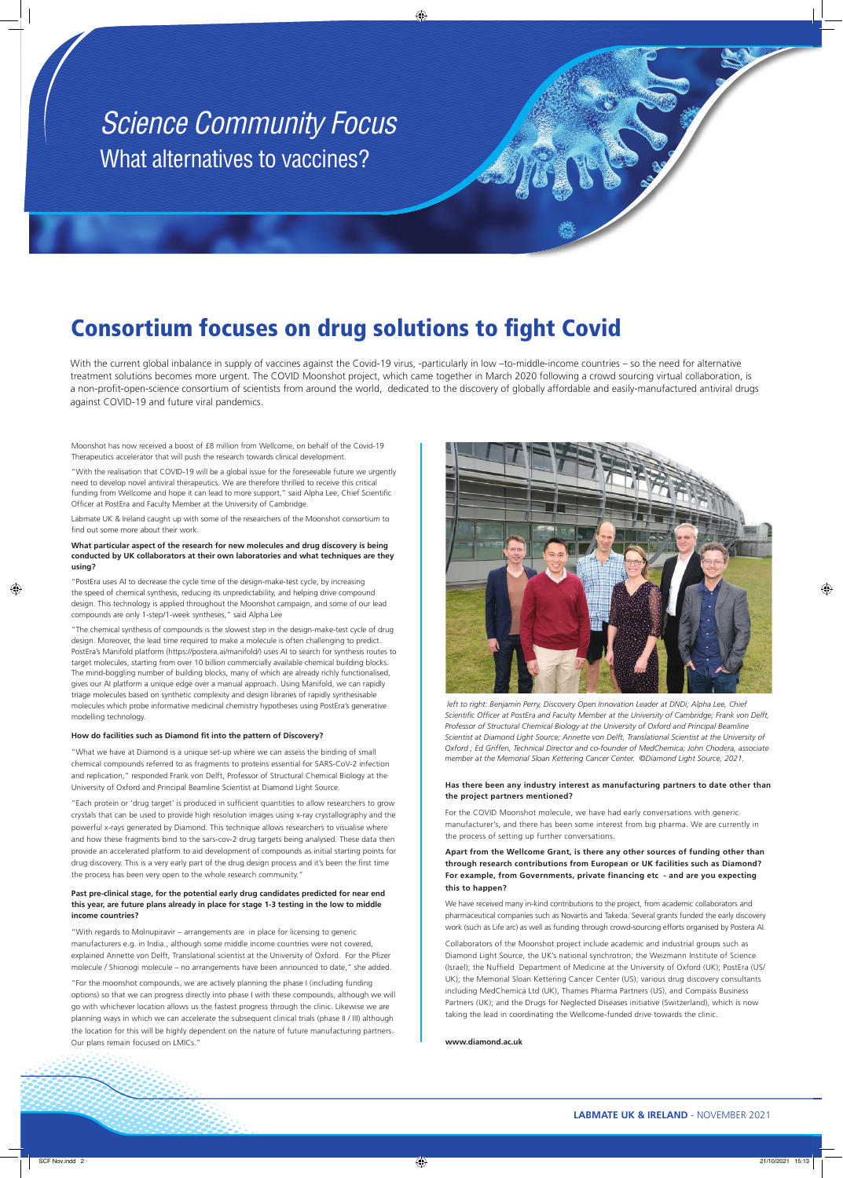*Science Community Focus*

What alternatives to vaccines?

# Consortium focuses on drug solutions to fight Covid

With the current global inbalance in supply of vaccines against the Covid-19 virus, -particularly in low –to-middle-income countries – so the need for alternative treatment solutions becomes more urgent. The COVID Moonshot project, which came together in March 2020 following a crowd sourcing virtual collaboration, is a non-profit-open-science consortium of scientists from around the world, dedicated to the discovery of globally affordable and easily-manufactured antiviral drugs against COVID-19 and future viral pandemics.

Moonshot has now received a boost of £8 million from Wellcome, on behalf of the Covid-19 Therapeutics accelerator that will push the research towards clinical development.

"With the realisation that COVID-19 will be a global issue for the foreseeable future we urgently need to develop novel antiviral therapeutics. We are therefore thrilled to receive this critical funding from Wellcome and hope it can lead to more support," said Alpha Lee, Chief Scientific Officer at PostEra and Faculty Member at the University of Cambridge.

Labmate UK & Ireland caught up with some of the researchers of the Moonshot consortium to find out some more about their work.

**What particular aspect of the research for new molecules and drug discovery is being conducted by UK collaborators at their own laboratories and what techniques are they using?**

"PostEra uses AI to decrease the cycle time of the design-make-test cycle, by increasing the speed of chemical synthesis, reducing its unpredictability, and helping drive compound design. This technology is applied throughout the Moonshot campaign, and some of our lead compounds are only 1-step/1-week syntheses," said Alpha Lee

"The chemical synthesis of compounds is the slowest step in the design-make-test cycle of drug design. Moreover, the lead time required to make a molecule is often challenging to predict. PostEra's Manifold platform (https://postera.ai/manifold/) uses AI to search for synthesis routes to target molecules, starting from over 10 billion commercially available chemical building blocks. The mind-boggling number of building blocks, many of which are already richly functionalised, gives our AI platform a unique edge over a manual approach. Using Manifold, we can rapidly triage molecules based on synthetic complexity and design libraries of rapidly synthesisable molecules which probe informative medicinal chemistry hypotheses using PostEra's generative modelling technology.

**How do facilities such as Diamond fit into the pattern of Discovery?**

"What we have at Diamond is a unique set-up where we can assess the binding of small chemical compounds referred to as fragments to proteins essential for SARS-CoV-2 infection and replication," responded Frank von Delft, Professor of Structural Chemical Biology at the University of Oxford and Principal Beamline Scientist at Diamond Light Source.

"Each protein or 'drug target' is produced in sufficient quantities to allow researchers to grow crystals that can be used to provide high resolution images using x-ray crystallography and the powerful x-rays generated by Diamond. This technique allows researchers to visualise where and how these fragments bind to the sars-cov-2 drug targets being analysed. These data then provide an accelerated platform to aid development of compounds as initial starting points for drug discovery. This is a very early part of the drug design process and it's been the first time the process has been very open to the whole research community."

**Past pre-clinical stage, for the potential early drug candidates predicted for near end this year, are future plans already in place for stage 1-3 testing in the low to middle income countries?**

"With regards to Molnupiravir – arrangements are in place for licensing to generic manufacturers e.g. in India., although some middle income countries were not covered, explained Annette von Delft, Translational scientist at the University of Oxford. For the Pfizer molecule / Shionogi molecule – no arrangements have been announced to date," she added.

"For the moonshot compounds, we are actively planning the phase I (including funding options) so that we can progress directly into phase I with these compounds, although we will go with whichever location allows us the fastest progress through the clinic. Likewise we are planning ways in which we can accelerate the subsequent clinical trials (phase II / III) although the location for this will be highly dependent on the nature of future manufacturing partners. Our plans remain focused on LMICs."

*left to right: Benjamin Perry, Discovery Open Innovation Leader at DNDi; Alpha Lee, Chief Scientific Officer at PostEra and Faculty Member at the University of Cambridge; Frank von Delft, Professor of Structural Chemical Biology at the University of Oxford and Principal Beamline Scientist at Diamond Light Source; Annette von Delft, Translational Scientist at the University of Oxford ; Ed Griffen, Technical Director and co-founder of MedChemica; John Chodera, associate member at the Memorial Sloan Kettering Cancer Center. ©Diamond Light Source, 2021.*

**Has there been any industry interest as manufacturing partners to date other than the project partners mentioned?**

For the COVID Moonshot molecule, we have had early conversations with generic manufacturer's, and there has been some interest from big pharma. We are currently in the process of setting up further conversations.

**Apart from the Wellcome Grant, is there any other sources of funding other than through research contributions from European or UK facilities such as Diamond? For example, from Governments, private financing etc - and are you expecting this to happen?**

We have received many in-kind contributions to the project, from academic collaborators and pharmaceutical companies such as Novartis and Takeda. Several grants funded the early discovery work (such as Life arc) as well as funding through crowd-sourcing efforts organised by Postera AI.

Collaborators of the Moonshot project include academic and industrial groups such as Diamond Light Source, the UK's national synchrotron; the Weizmann Institute of Science (Israel); the Nuffield Department of Medicine at the University of Oxford (UK); PostEra (US/UK); the Memorial Sloan Kettering Cancer Center (US); various drug discovery consultants including MedChemica Ltd (UK), Thames Pharma Partners (US), and Compass Business Partners (UK); and the Drugs for Neglected Diseases initiative (Switzerland), which is now taking the lead in coordinating the Wellcome-funded drive towards the clinic.

**www.diamond.ac.uk**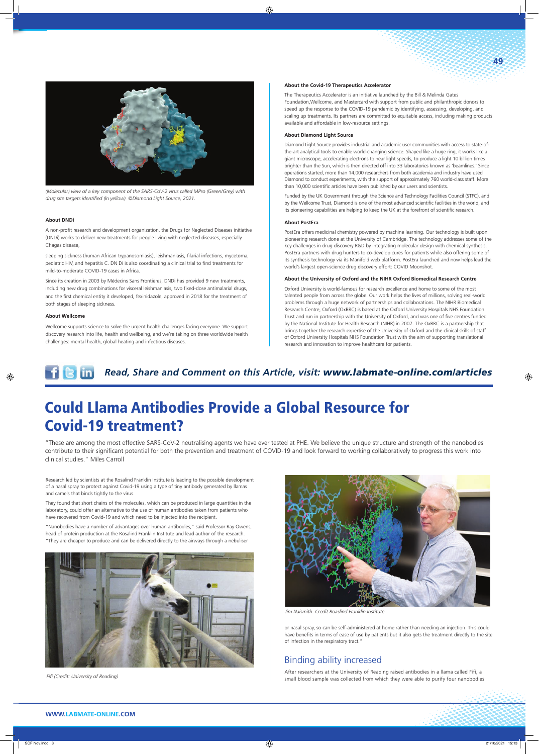(Molecular) view of a key component of the SARS-CoV-2 virus called MPro (Green/Grey) with drug site targets identified (In yellow). ©Diamond Light Source, 2021.

#### About DNDi

A non-profit research and development organization, the Drugs for Neglected Diseases initiative (DNDi) works to deliver new treatments for people living with neglected diseases, especially Chagas disease,

sleeping sickness (human African trypanosomiasis), leishmaniasis, filarial infections, mycetoma, pediatric HIV, and hepatitis C. DN Di is also coordinating a clinical trial to find treatments for mild-to-moderate COVID-19 cases in Africa.

Since its creation in 2003 by Médecins Sans Frontières, DNDi has provided 9 new treatments, including new drug combinations for visceral leishmaniasis, two fixed-dose antimalarial drugs, and the first chemical entity it developed, fexinidazole, approved in 2018 for the treatment of both stages of sleeping sickness.

#### About Wellcome

Wellcome supports science to solve the urgent health challenges facing everyone. We support discovery research into life, health and wellbeing, and we're taking on three worldwide health challenges: mental health, global heating and infectious diseases.

#### About the Covid-19 Therapeutics Accelerator

The Therapeutics Accelerator is an initiative launched by the Bill & Melinda Gates Foundation,Wellcome, and Mastercard with support from public and philanthropic donors to speed up the response to the COVID-19 pandemic by identifying, assessing, developing, and scaling up treatments. Its partners are committed to equitable access, including making products available and affordable in low-resource settings.

#### About Diamond Light Source

Diamond Light Source provides industrial and academic user communities with access to state-of-the-art analytical tools to enable world-changing science. Shaped like a huge ring, it works like a giant microscope, accelerating electrons to near light speeds, to produce a light 10 billion times brighter than the Sun, which is then directed off into 33 laboratories known as 'beamlines.' Since operations started, more than 14,000 researchers from both academia and industry have used Diamond to conduct experiments, with the support of approximately 760 world-class staff. More than 10,000 scientific articles have been published by our users and scientists.

Funded by the UK Government through the Science and Technology Facilities Council (STFC), and by the Wellcome Trust, Diamond is one of the most advanced scientific facilities in the world, and its pioneering capabilities are helping to keep the UK at the forefront of scientific research.

#### About PostEra

PostEra offers medicinal chemistry powered by machine learning. Our technology is built upon pioneering research done at the University of Cambridge. The technology addresses some of the key challenges in drug discovery R&D by integrating molecular design with chemical synthesis. PostEra partners with drug hunters to co-develop cures for patients while also offering some of its synthesis technology via its Manifold web platform. PostEra launched and now helps lead the world's largest open-science drug discovery effort: COVID Moonshot.

#### About the University of Oxford and the NIHR Oxford Biomedical Research Centre

Oxford University is world-famous for research excellence and home to some of the most talented people from across the globe. Our work helps the lives of millions, solving real-world problems through a huge network of partnerships and collaborations. The NIHR Biomedical Research Centre, Oxford (OxBRC) is based at the Oxford University Hospitals NHS Foundation Trust and run in partnership with the University of Oxford, and was one of five centres funded by the National Institute for Health Research (NIHR) in 2007. The OxBRC is a partnership that brings together the research expertise of the University of Oxford and the clinical skills of staff of Oxford University Hospitals NHS Foundation Trust with the aim of supporting translational research and innovation to improve healthcare for patients.

*Read, Share and Comment on this Article, visit:* ***www.labmate-online.com/articles***

# Could Llama Antibodies Provide a Global Resource for Covid-19 treatment?

"These are among the most effective SARS-CoV-2 neutralising agents we have ever tested at PHE. We believe the unique structure and strength of the nanobodies contribute to their significant potential for both the prevention and treatment of COVID-19 and look forward to working collaboratively to progress this work into clinical studies." Miles Carroll

Research led by scientists at the Rosalind Franklin Institute is leading to the possible development of a nasal spray to protect against Covid-19 using a type of tiny antibody generated by llamas and camels that binds tightly to the virus.

They found that short chains of the molecules, which can be produced in large quantities in the laboratory, could offer an alternative to the use of human antibodies taken from patients who have recovered from Covid-19 and which need to be injected into the recipient.

"Nanobodies have a number of advantages over human antibodies," said Professor Ray Owens, head of protein production at the Rosalind Franklin Institute and lead author of the research. "They are cheaper to produce and can be delivered directly to the airways through a nebuliser

Fifi (Credit: University of Reading)

Jim Naismith. Credit Roaslind Franklin Institute

or nasal spray, so can be self-administered at home rather than needing an injection. This could have benefits in terms of ease of use by patients but it also gets the treatment directly to the site of infection in the respiratory tract."

## Binding ability increased

After researchers at the University of Reading raised antibodies in a llama called Fifi, a small blood sample was collected from which they were able to purify four nanobodies